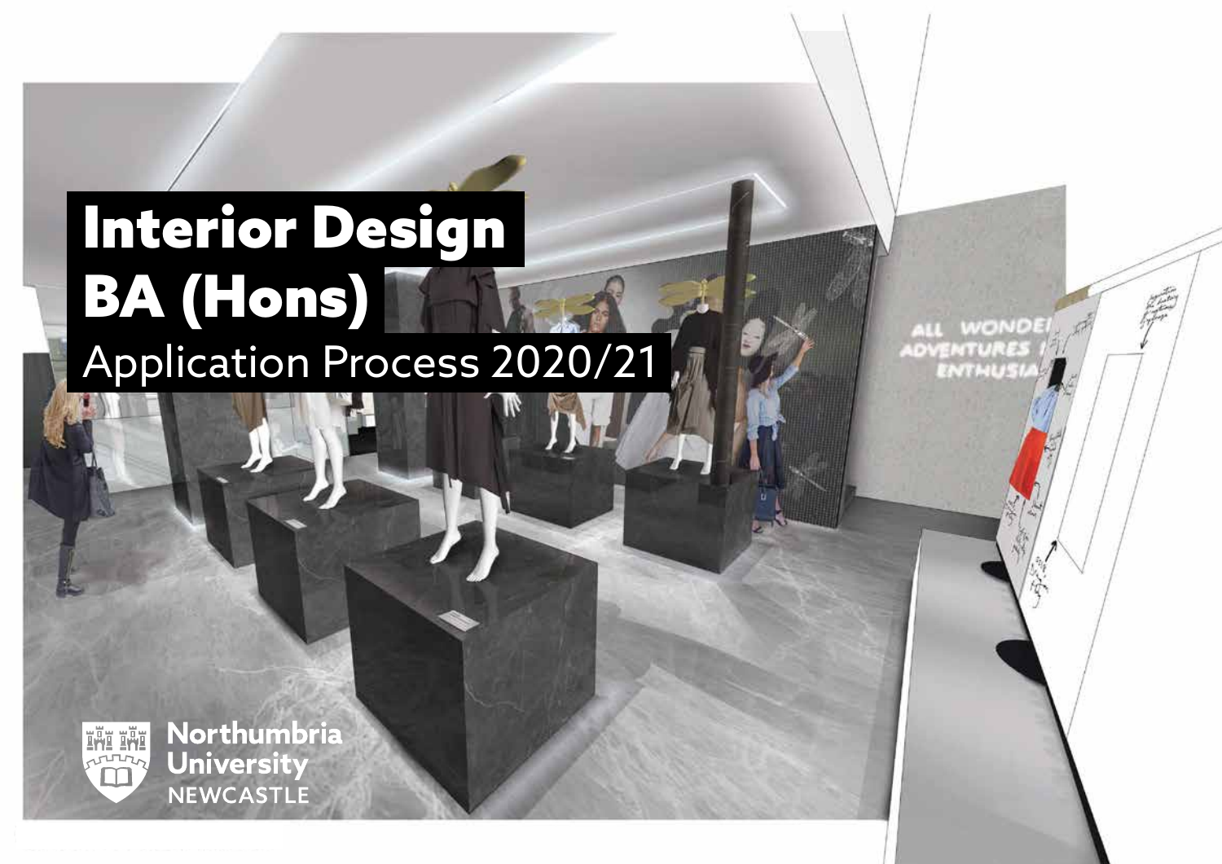# Interior Design BA (Hons)

## Application Process 2020/21

Northumbria University NEWCASTLE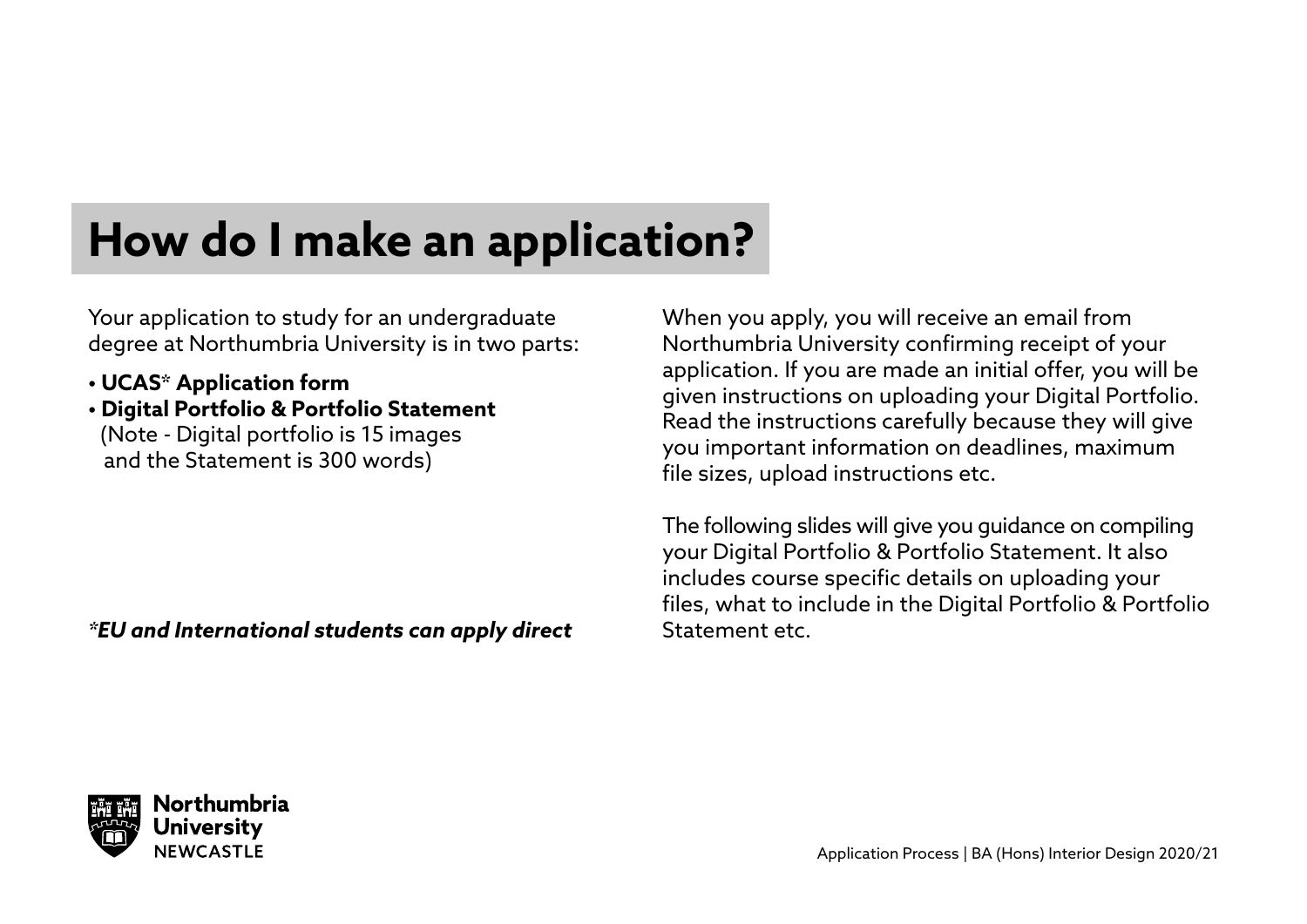# How do I make an application?

Your application to study for an undergraduate degree at Northumbria University is in two parts:

- **UCAS* Application form**
- **Digital Portfolio & Portfolio Statement**
  (Note - Digital portfolio is 15 images and the Statement is 300 words)

***EU and International students can apply direct***

When you apply, you will receive an email from Northumbria University confirming receipt of your application. If you are made an initial offer, you will be given instructions on uploading your Digital Portfolio. Read the instructions carefully because they will give you important information on deadlines, maximum file sizes, upload instructions etc.

The following slides will give you guidance on compiling your Digital Portfolio & Portfolio Statement. It also includes course specific details on uploading your files, what to include in the Digital Portfolio & Portfolio Statement etc.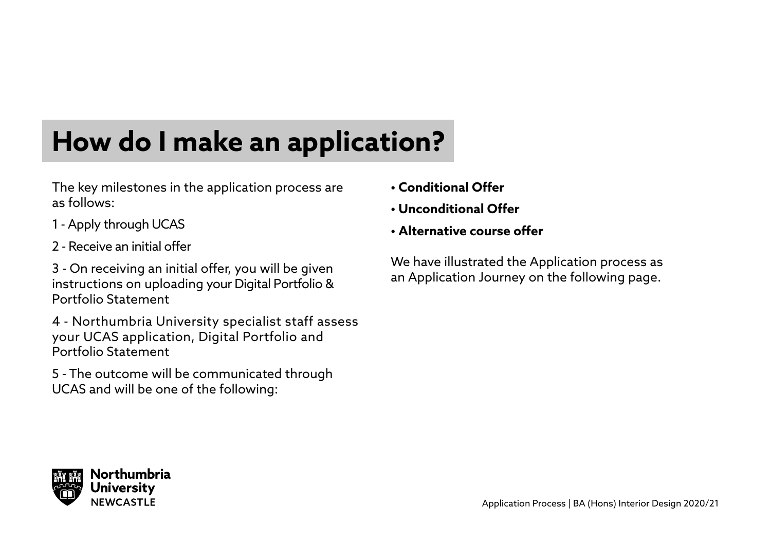# How do I make an application?

The key milestones in the application process are as follows:

1 - Apply through UCAS

2 - Receive an initial offer

3 - On receiving an initial offer, you will be given instructions on uploading your Digital Portfolio & Portfolio Statement

4 - Northumbria University specialist staff assess your UCAS application, Digital Portfolio and Portfolio Statement

5 - The outcome will be communicated through UCAS and will be one of the following:

- **Conditional Offer**
- **Unconditional Offer**
- **Alternative course offer**

We have illustrated the Application process as an Application Journey on the following page.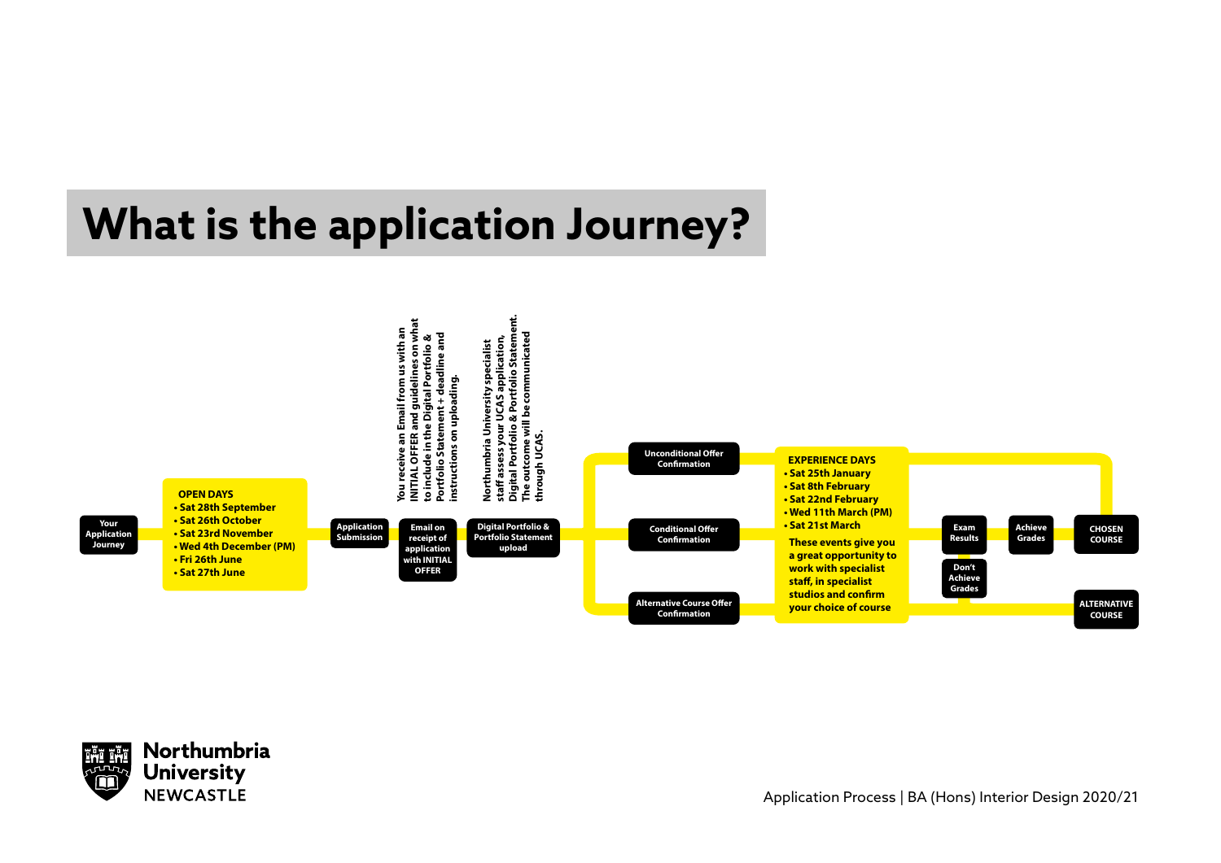# What is the application Journey?

**Your Application Journey**

**OPEN DAYS**
- Sat 28th September
- Sat 26th October
- Sat 23rd November
- Wed 4th December (PM)
- Fri 26th June
- Sat 27th June

**Application Submission**

**Email on receipt of application with INITIAL OFFER**

You receive an Email from us with an INITIAL OFFER and guidelines on what to include in the Digital Portfolio & Portfolio Statement + deadline and instructions on uploading.

**Digital Portfolio & Portfolio Statement upload**

Northumbria University specialist staff assess your UCAS application, Digital Portfolio & Portfolio Statement. The outcome will be communicated through UCAS.

**Unconditional Offer Confirmation**

**Conditional Offer Confirmation**

**Alternative Course Offer Confirmation**

**EXPERIENCE DAYS**
- Sat 25th January
- Sat 8th February
- Sat 22nd February
- Wed 11th March (PM)
- Sat 21st March

These events give you a great opportunity to work with specialist staff, in specialist studios and confirm your choice of course

**Exam Results**

**Achieve Grades**

**Don't Achieve Grades**

**CHOSEN COURSE**

**ALTERNATIVE COURSE**

Application Process | BA (Hons) Interior Design 2020/21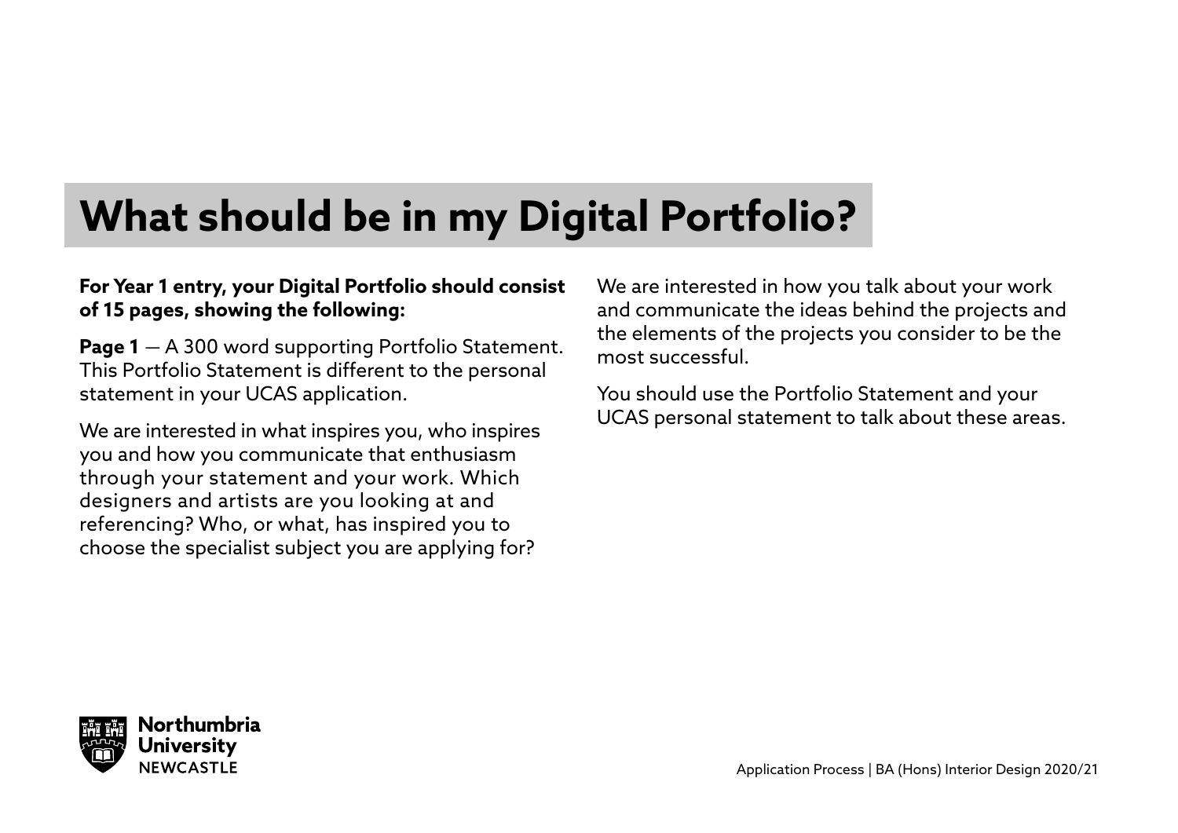# What should be in my Digital Portfolio?

**For Year 1 entry, your Digital Portfolio should consist of 15 pages, showing the following:**

**Page 1** — A 300 word supporting Portfolio Statement. This Portfolio Statement is different to the personal statement in your UCAS application.

We are interested in what inspires you, who inspires you and how you communicate that enthusiasm through your statement and your work. Which designers and artists are you looking at and referencing? Who, or what, has inspired you to choose the specialist subject you are applying for?

We are interested in how you talk about your work and communicate the ideas behind the projects and the elements of the projects you consider to be the most successful.

You should use the Portfolio Statement and your UCAS personal statement to talk about these areas.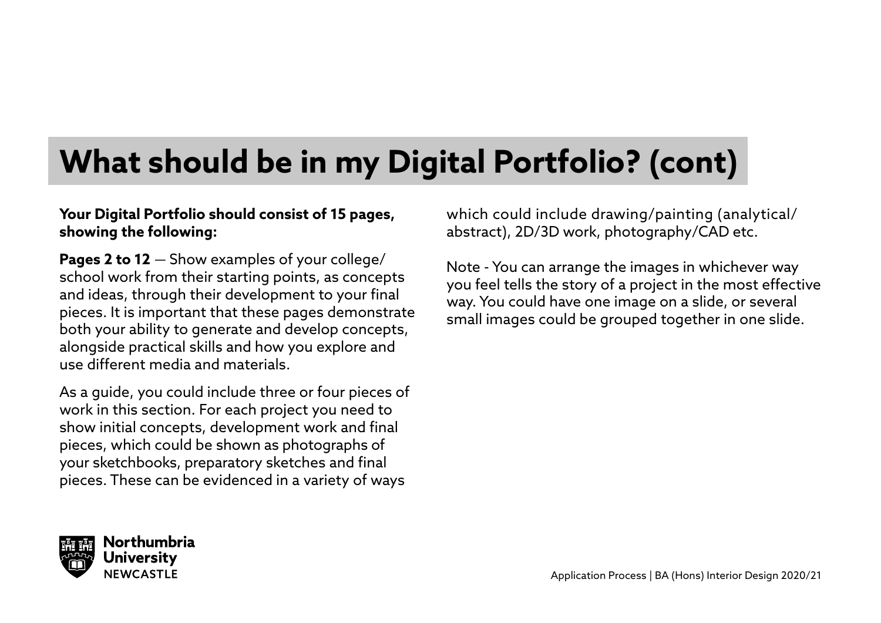# What should be in my Digital Portfolio? (cont)

**Your Digital Portfolio should consist of 15 pages, showing the following:**

**Pages 2 to 12** — Show examples of your college/school work from their starting points, as concepts and ideas, through their development to your final pieces. It is important that these pages demonstrate both your ability to generate and develop concepts, alongside practical skills and how you explore and use different media and materials.

As a guide, you could include three or four pieces of work in this section. For each project you need to show initial concepts, development work and final pieces, which could be shown as photographs of your sketchbooks, preparatory sketches and final pieces. These can be evidenced in a variety of ways which could include drawing/painting (analytical/abstract), 2D/3D work, photography/CAD etc.

Note - You can arrange the images in whichever way you feel tells the story of a project in the most effective way. You could have one image on a slide, or several small images could be grouped together in one slide.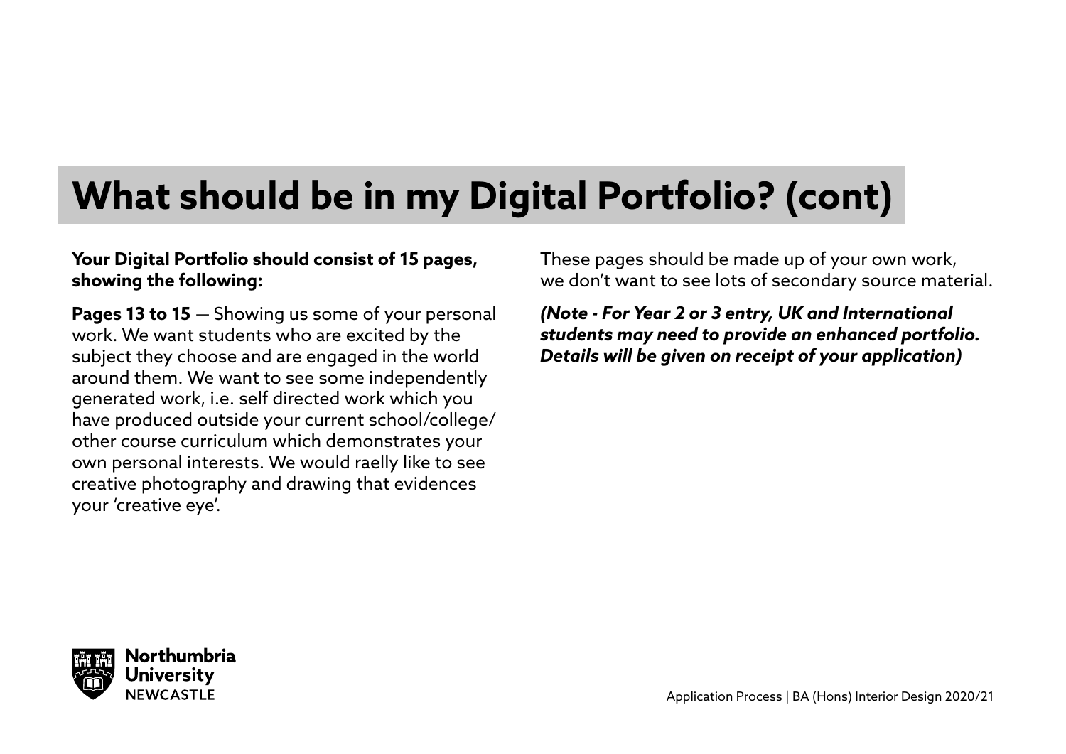# What should be in my Digital Portfolio? (cont)

**Your Digital Portfolio should consist of 15 pages, showing the following:**

**Pages 13 to 15** — Showing us some of your personal work. We want students who are excited by the subject they choose and are engaged in the world around them. We want to see some independently generated work, i.e. self directed work which you have produced outside your current school/college/ other course curriculum which demonstrates your own personal interests. We would raelly like to see creative photography and drawing that evidences your 'creative eye'.

These pages should be made up of your own work, we don't want to see lots of secondary source material.

***(Note - For Year 2 or 3 entry, UK and International students may need to provide an enhanced portfolio. Details will be given on receipt of your application)***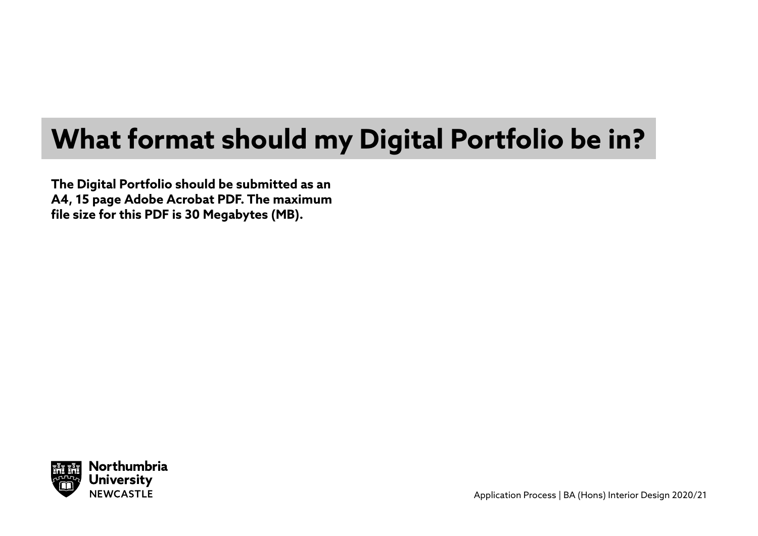# What format should my Digital Portfolio be in?

**The Digital Portfolio should be submitted as an A4, 15 page Adobe Acrobat PDF. The maximum file size for this PDF is 30 Megabytes (MB).**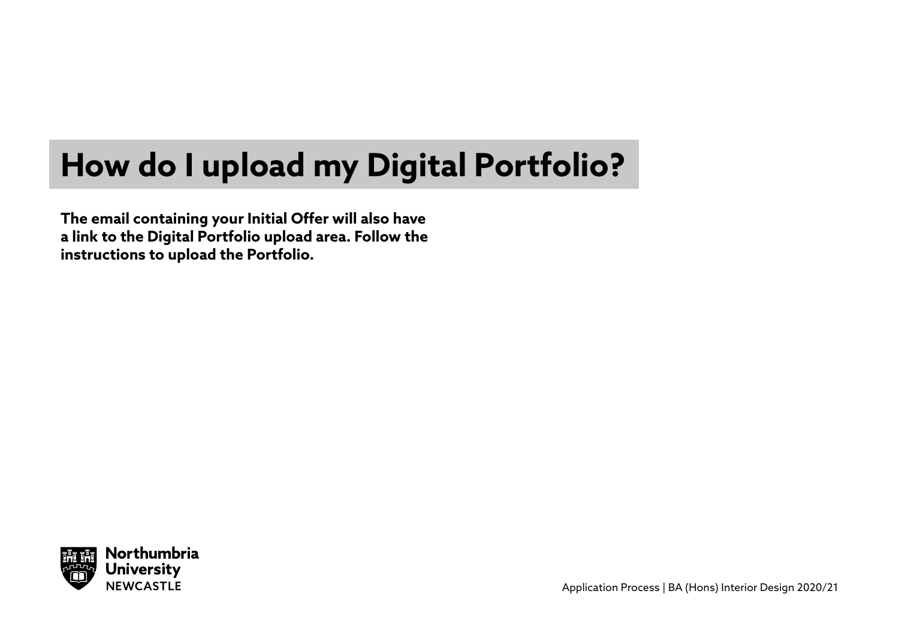# How do I upload my Digital Portfolio?

**The email containing your Initial Offer will also have a link to the Digital Portfolio upload area. Follow the instructions to upload the Portfolio.**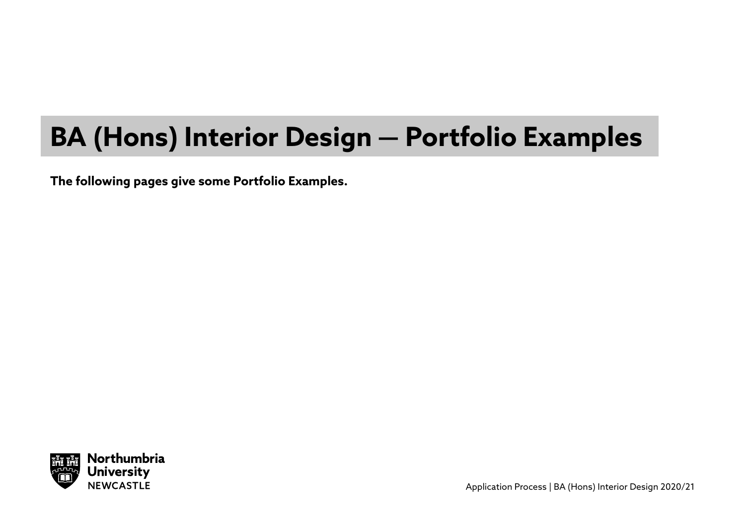# BA (Hons) Interior Design — Portfolio Examples

**The following pages give some Portfolio Examples.**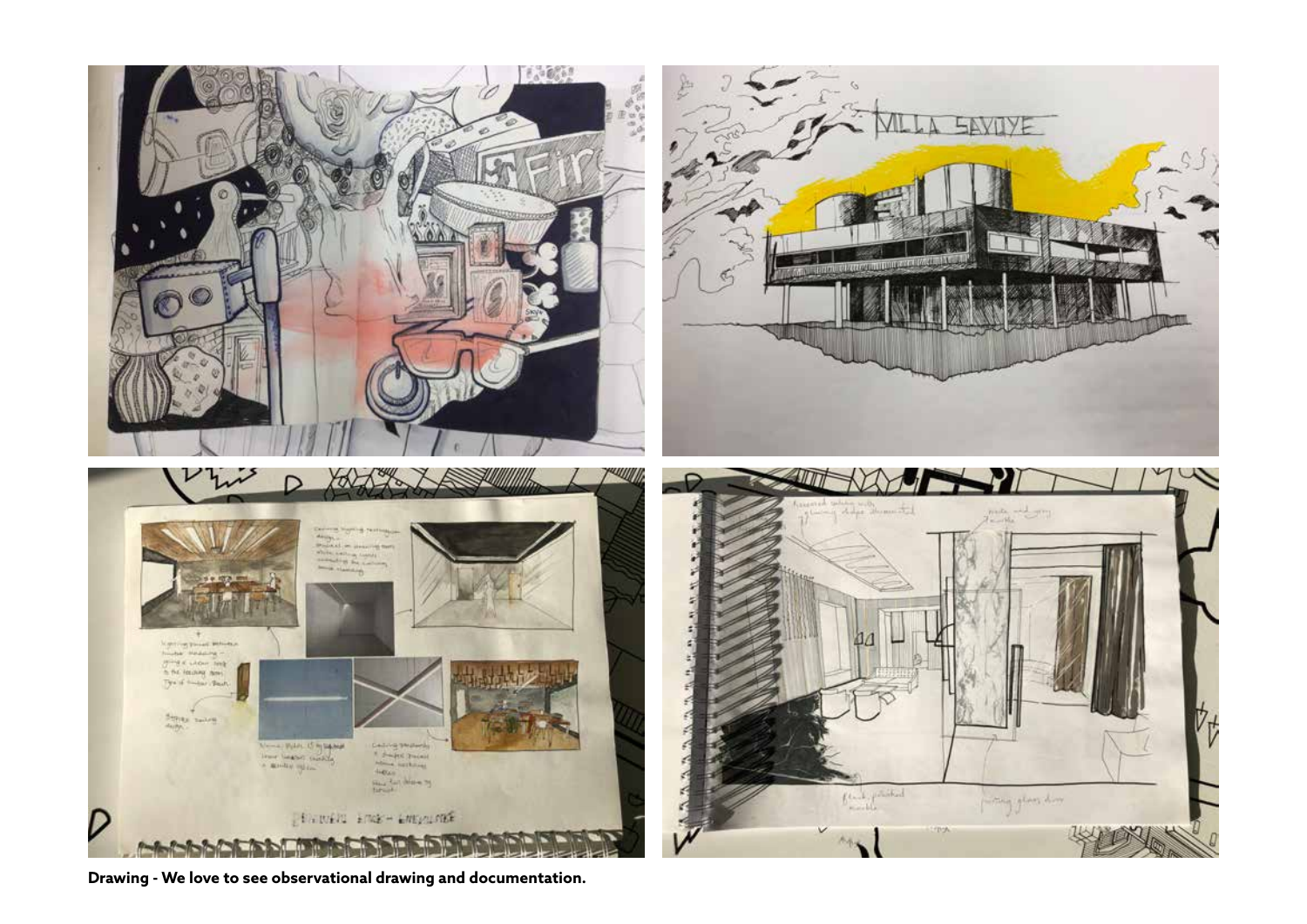**Drawing - We love to see observational drawing and documentation.**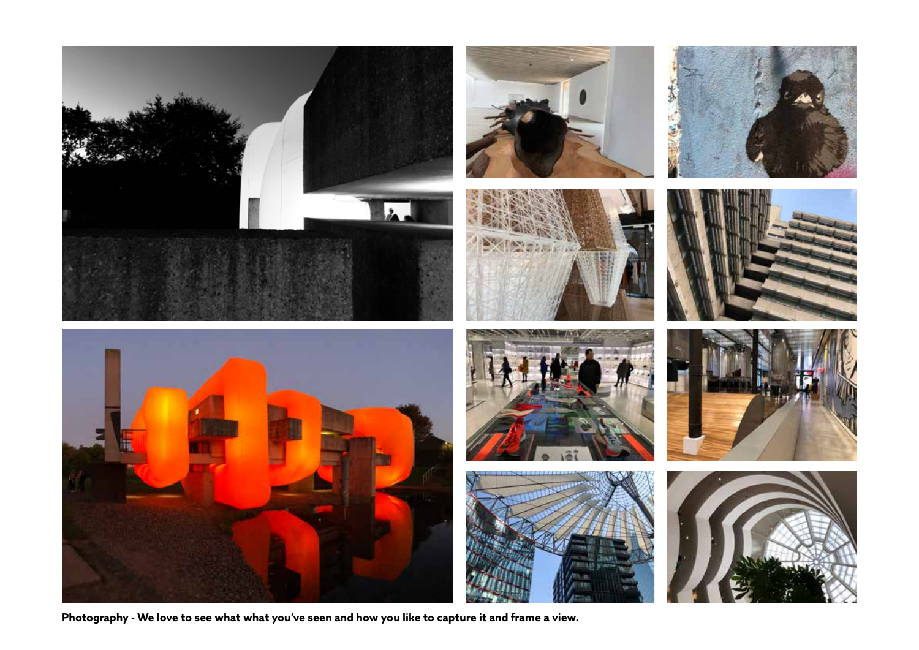**Photography - We love to see what what you've seen and how you like to capture it and frame a view.**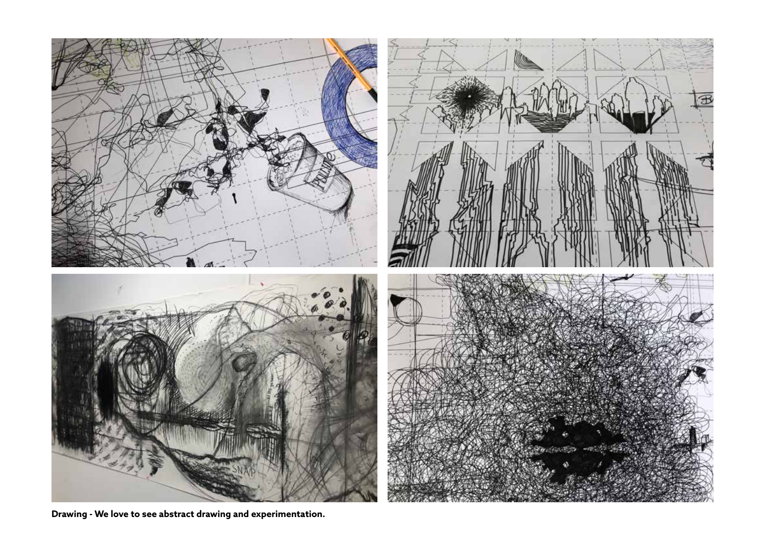**Drawing - We love to see abstract drawing and experimentation.**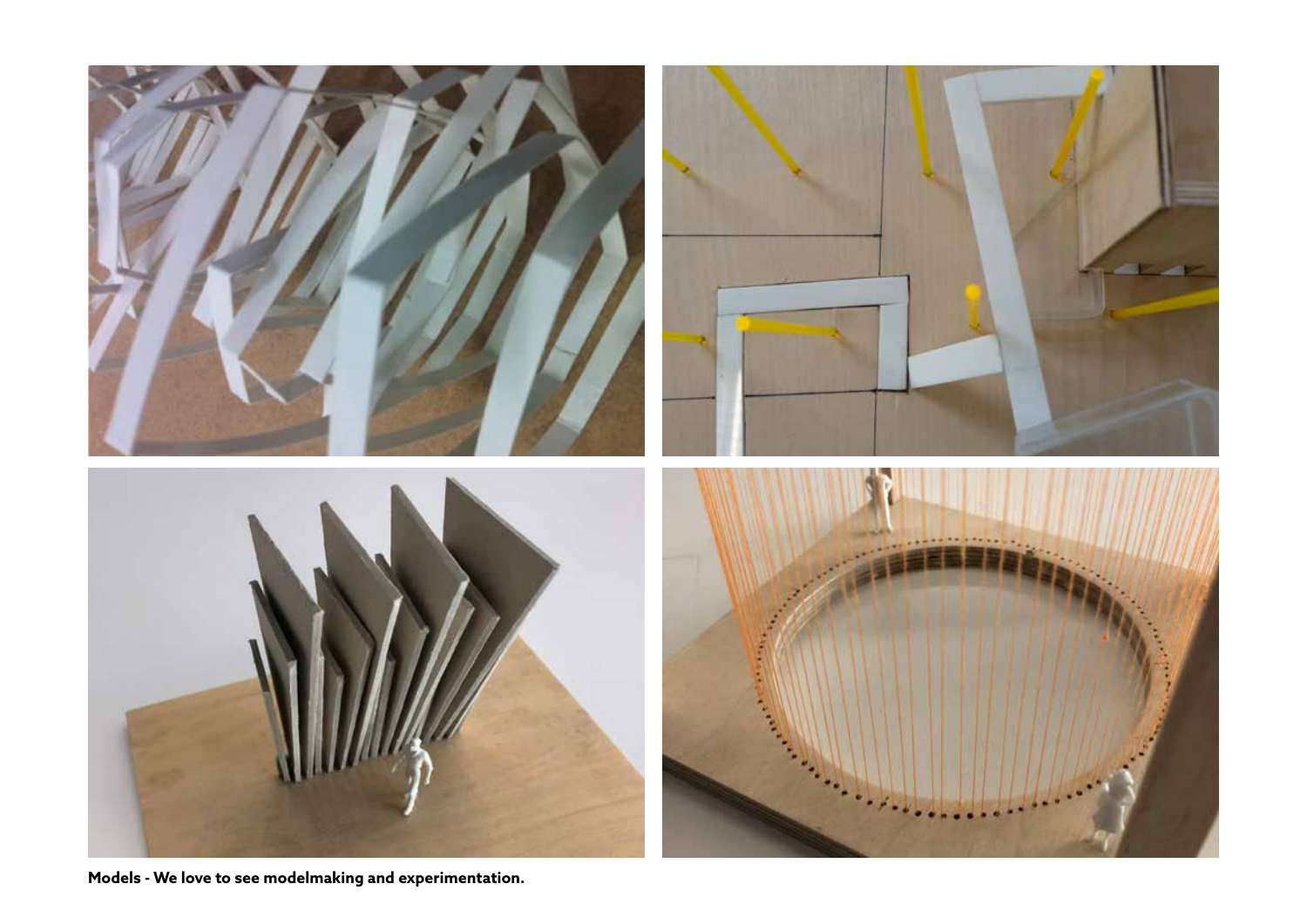**Models - We love to see modelmaking and experimentation.**